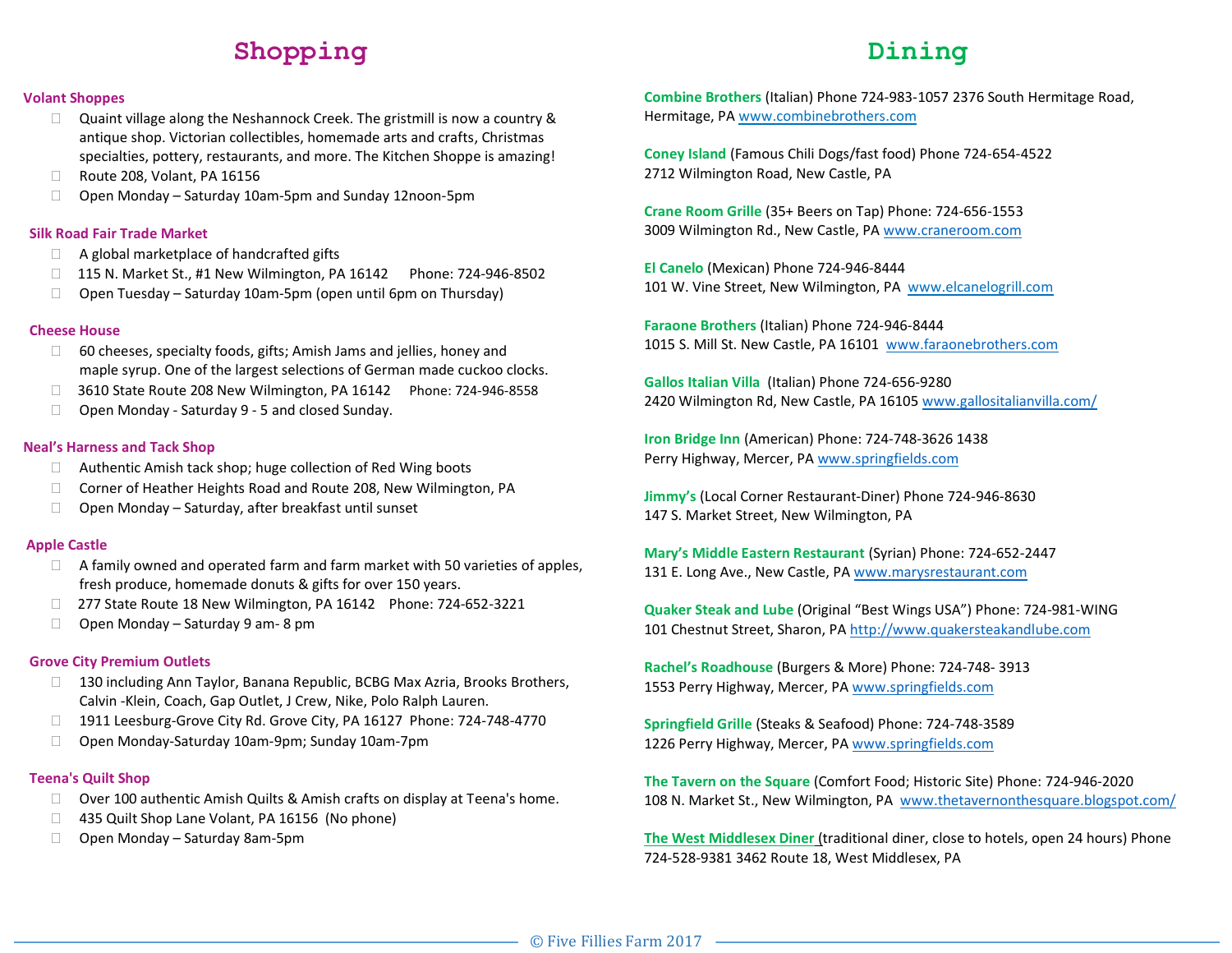# Shopping

### Volant Shoppes

- Quaint village along the Neshannock Creek. The gristmill is now a country & antique shop. Victorian collectibles, homemade arts and crafts, Christmas specialties, pottery, restaurants, and more. The Kitchen Shoppe is amazing!
- Route 208, Volant, PA 16156
- Open Monday – Saturday 10am-5pm and Sunday 12noon-5pm

### Silk Road Fair Trade Market

- A global marketplace of handcrafted gifts
- 115 N. Market St., #1 New Wilmington, PA 16142 Phone: 724-946-8502
- Open Tuesday – Saturday 10am-5pm (open until 6pm on Thursday)

### Cheese House

- 60 cheeses, specialty foods, gifts; Amish Jams and jellies, honey and maple syrup. One of the largest selections of German made cuckoo clocks.
- 3610 State Route 208 New Wilmington, PA 16142 Phone: 724-946-8558
- Open Monday - Saturday 9 - 5 and closed Sunday.

### Neal's Harness and Tack Shop

- Authentic Amish tack shop; huge collection of Red Wing boots
- Corner of Heather Heights Road and Route 208, New Wilmington, PA
- Open Monday – Saturday, after breakfast until sunset

### Apple Castle

- A family owned and operated farm and farm market with 50 varieties of apples, fresh produce, homemade donuts & gifts for over 150 years.
- 277 State Route 18 New Wilmington, PA 16142 Phone: 724-652-3221
- Open Monday – Saturday 9 am- 8 pm

### Grove City Premium Outlets

- 130 including Ann Taylor, Banana Republic, BCBG Max Azria, Brooks Brothers, Calvin -Klein, Coach, Gap Outlet, J Crew, Nike, Polo Ralph Lauren.
- 1911 Leesburg-Grove City Rd. Grove City, PA 16127 Phone: 724-748-4770
- Open Monday-Saturday 10am-9pm; Sunday 10am-7pm

### Teena's Quilt Shop

- Over 100 authentic Amish Quilts & Amish crafts on display at Teena's home.
- 435 Quilt Shop Lane Volant, PA 16156 (No phone)
- Open Monday – Saturday 8am-5pm

# Dining

**Combine Brothers** (Italian) Phone 724-983-1057 2376 South Hermitage Road, Hermitage, PA www.combinebrothers.com

**Coney Island** (Famous Chili Dogs/fast food) Phone 724-654-4522
2712 Wilmington Road, New Castle, PA

**Crane Room Grille** (35+ Beers on Tap) Phone: 724-656-1553
3009 Wilmington Rd., New Castle, PA www.craneroom.com

**El Canelo** (Mexican) Phone 724-946-8444
101 W. Vine Street, New Wilmington, PA www.elcanelogrill.com

**Faraone Brothers** (Italian) Phone 724-946-8444
1015 S. Mill St. New Castle, PA 16101 www.faraonebrothers.com

**Gallos Italian Villa** (Italian) Phone 724-656-9280
2420 Wilmington Rd, New Castle, PA 16105 www.gallositalianvilla.com/

**Iron Bridge Inn** (American) Phone: 724-748-3626 1438
Perry Highway, Mercer, PA www.springfields.com

**Jimmy's** (Local Corner Restaurant-Diner) Phone 724-946-8630
147 S. Market Street, New Wilmington, PA

**Mary's Middle Eastern Restaurant** (Syrian) Phone: 724-652-2447
131 E. Long Ave., New Castle, PA www.marysrestaurant.com

**Quaker Steak and Lube** (Original "Best Wings USA") Phone: 724-981-WING
101 Chestnut Street, Sharon, PA http://www.quakersteakandlube.com

**Rachel's Roadhouse** (Burgers & More) Phone: 724-748- 3913
1553 Perry Highway, Mercer, PA www.springfields.com

**Springfield Grille** (Steaks & Seafood) Phone: 724-748-3589
1226 Perry Highway, Mercer, PA www.springfields.com

**The Tavern on the Square** (Comfort Food; Historic Site) Phone: 724-946-2020
108 N. Market St., New Wilmington, PA www.thetavernonthesquare.blogspot.com/

**The West Middlesex Diner** (traditional diner, close to hotels, open 24 hours) Phone 724-528-9381 3462 Route 18, West Middlesex, PA

© Five Fillies Farm 2017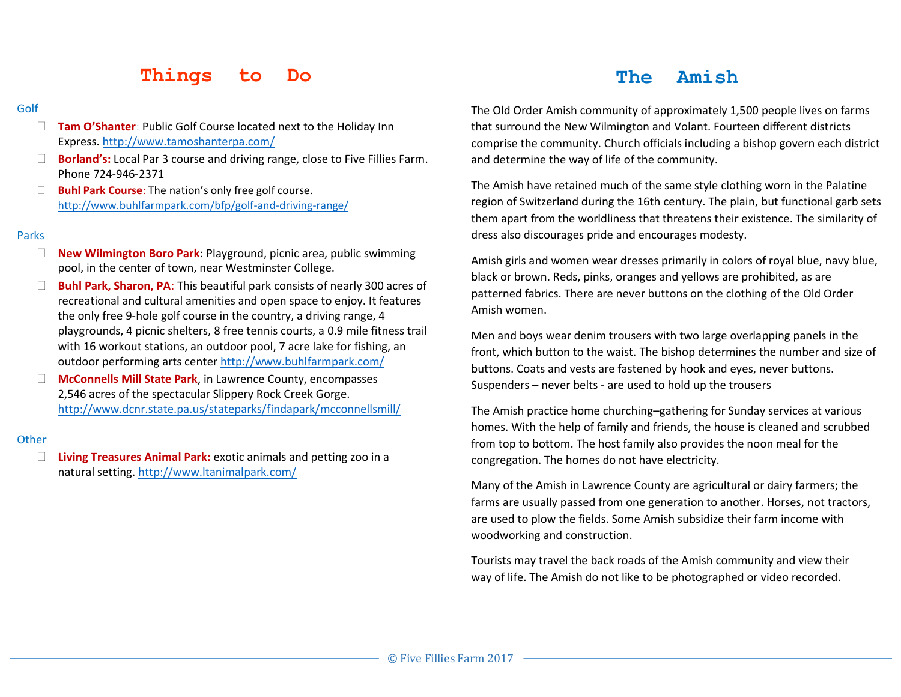# Things to Do

### Golf

- **Tam O'Shanter**: Public Golf Course located next to the Holiday Inn Express. http://www.tamoshanterpa.com/
- **Borland's:** Local Par 3 course and driving range, close to Five Fillies Farm. Phone 724-946-2371
- **Buhl Park Course**: The nation's only free golf course. http://www.buhlfarmpark.com/bfp/golf-and-driving-range/

### Parks

- **New Wilmington Boro Park**: Playground, picnic area, public swimming pool, in the center of town, near Westminster College.
- **Buhl Park, Sharon, PA**: This beautiful park consists of nearly 300 acres of recreational and cultural amenities and open space to enjoy. It features the only free 9-hole golf course in the country, a driving range, 4 playgrounds, 4 picnic shelters, 8 free tennis courts, a 0.9 mile fitness trail with 16 workout stations, an outdoor pool, 7 acre lake for fishing, an outdoor performing arts center http://www.buhlfarmpark.com/
- **McConnells Mill State Park**, in Lawrence County, encompasses 2,546 acres of the spectacular Slippery Rock Creek Gorge. http://www.dcnr.state.pa.us/stateparks/findapark/mcconnellsmill/

### Other

- **Living Treasures Animal Park:** exotic animals and petting zoo in a natural setting. http://www.ltanimalpark.com/

# The Amish

The Old Order Amish community of approximately 1,500 people lives on farms that surround the New Wilmington and Volant. Fourteen different districts comprise the community. Church officials including a bishop govern each district and determine the way of life of the community.

The Amish have retained much of the same style clothing worn in the Palatine region of Switzerland during the 16th century. The plain, but functional garb sets them apart from the worldliness that threatens their existence. The similarity of dress also discourages pride and encourages modesty.

Amish girls and women wear dresses primarily in colors of royal blue, navy blue, black or brown. Reds, pinks, oranges and yellows are prohibited, as are patterned fabrics. There are never buttons on the clothing of the Old Order Amish women.

Men and boys wear denim trousers with two large overlapping panels in the front, which button to the waist. The bishop determines the number and size of buttons. Coats and vests are fastened by hook and eyes, never buttons. Suspenders – never belts - are used to hold up the trousers

The Amish practice home churching–gathering for Sunday services at various homes. With the help of family and friends, the house is cleaned and scrubbed from top to bottom. The host family also provides the noon meal for the congregation. The homes do not have electricity.

Many of the Amish in Lawrence County are agricultural or dairy farmers; the farms are usually passed from one generation to another. Horses, not tractors, are used to plow the fields. Some Amish subsidize their farm income with woodworking and construction.

Tourists may travel the back roads of the Amish community and view their way of life. The Amish do not like to be photographed or video recorded.

© Five Fillies Farm 2017